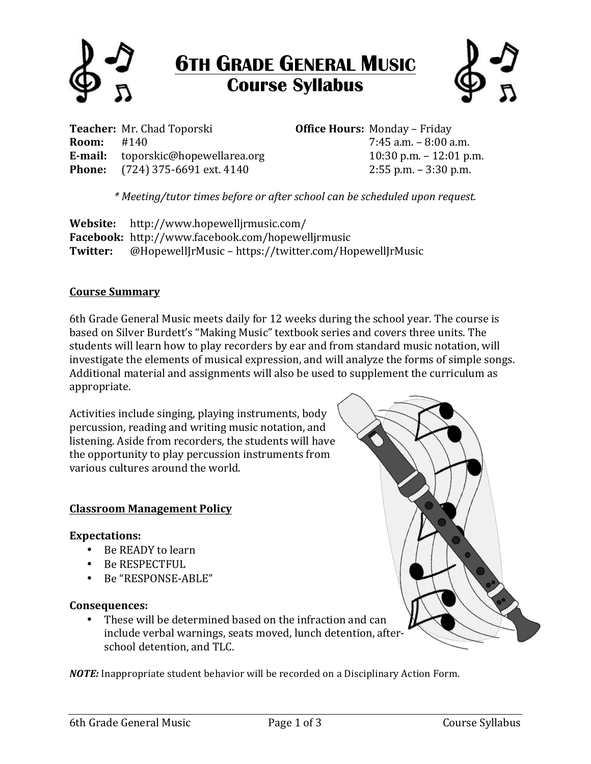# 6TH GRADE GENERAL MUSIC
## Course Syllabus

**Teacher:** Mr. Chad Toporski
**Room:** #140
**E-mail:** toporskic@hopewellarea.org
**Phone:** (724) 375-6691 ext. 4140

**Office Hours:** Monday – Friday
7:45 a.m. – 8:00 a.m.
10:30 p.m. – 12:01 p.m.
2:55 p.m. – 3:30 p.m.

*\* Meeting/tutor times before or after school can be scheduled upon request.*

**Website:** http://www.hopewelljrmusic.com/
**Facebook:** http://www.facebook.com/hopewelljrmusic
**Twitter:** @HopewellJrMusic – https://twitter.com/HopewellJrMusic

### Course Summary

6th Grade General Music meets daily for 12 weeks during the school year. The course is based on Silver Burdett's "Making Music" textbook series and covers three units. The students will learn how to play recorders by ear and from standard music notation, will investigate the elements of musical expression, and will analyze the forms of simple songs. Additional material and assignments will also be used to supplement the curriculum as appropriate.

Activities include singing, playing instruments, body percussion, reading and writing music notation, and listening. Aside from recorders, the students will have the opportunity to play percussion instruments from various cultures around the world.

### Classroom Management Policy

**Expectations:**

- Be READY to learn
- Be RESPECTFUL
- Be "RESPONSE-ABLE"

**Consequences:**

- These will be determined based on the infraction and can include verbal warnings, seats moved, lunch detention, after-school detention, and TLC.

***NOTE:*** Inappropriate student behavior will be recorded on a Disciplinary Action Form.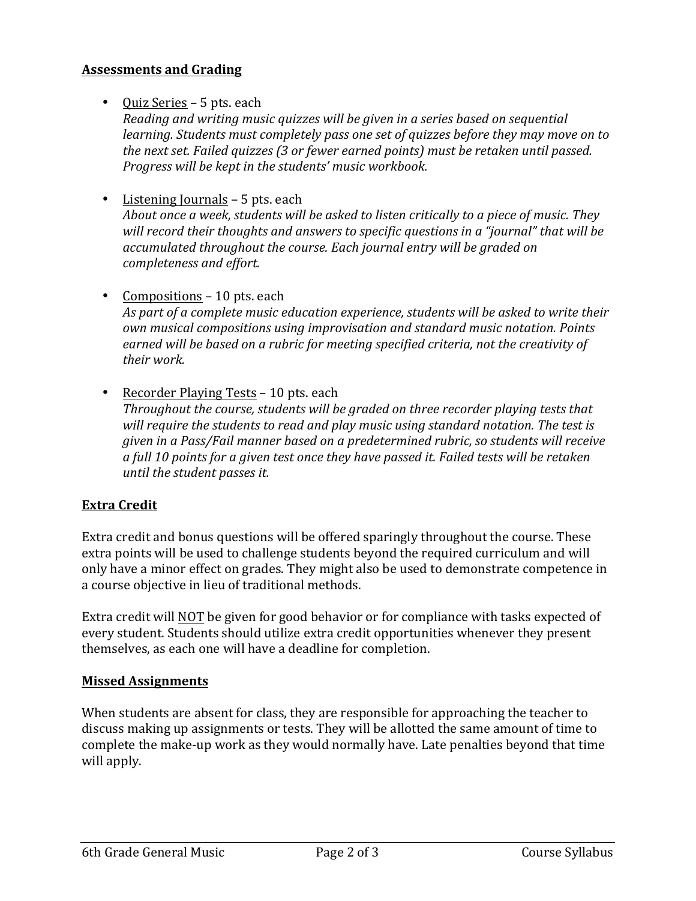## **Assessments and Grading**

- Quiz Series – 5 pts. each
  *Reading and writing music quizzes will be given in a series based on sequential learning. Students must completely pass one set of quizzes before they may move on to the next set. Failed quizzes (3 or fewer earned points) must be retaken until passed. Progress will be kept in the students' music workbook.*

- Listening Journals – 5 pts. each
  *About once a week, students will be asked to listen critically to a piece of music. They will record their thoughts and answers to specific questions in a "journal" that will be accumulated throughout the course. Each journal entry will be graded on completeness and effort.*

- Compositions – 10 pts. each
  *As part of a complete music education experience, students will be asked to write their own musical compositions using improvisation and standard music notation. Points earned will be based on a rubric for meeting specified criteria, not the creativity of their work.*

- Recorder Playing Tests – 10 pts. each
  *Throughout the course, students will be graded on three recorder playing tests that will require the students to read and play music using standard notation. The test is given in a Pass/Fail manner based on a predetermined rubric, so students will receive a full 10 points for a given test once they have passed it. Failed tests will be retaken until the student passes it.*

## **Extra Credit**

Extra credit and bonus questions will be offered sparingly throughout the course. These extra points will be used to challenge students beyond the required curriculum and will only have a minor effect on grades. They might also be used to demonstrate competence in a course objective in lieu of traditional methods.

Extra credit will NOT be given for good behavior or for compliance with tasks expected of every student. Students should utilize extra credit opportunities whenever they present themselves, as each one will have a deadline for completion.

## **Missed Assignments**

When students are absent for class, they are responsible for approaching the teacher to discuss making up assignments or tests. They will be allotted the same amount of time to complete the make-up work as they would normally have. Late penalties beyond that time will apply.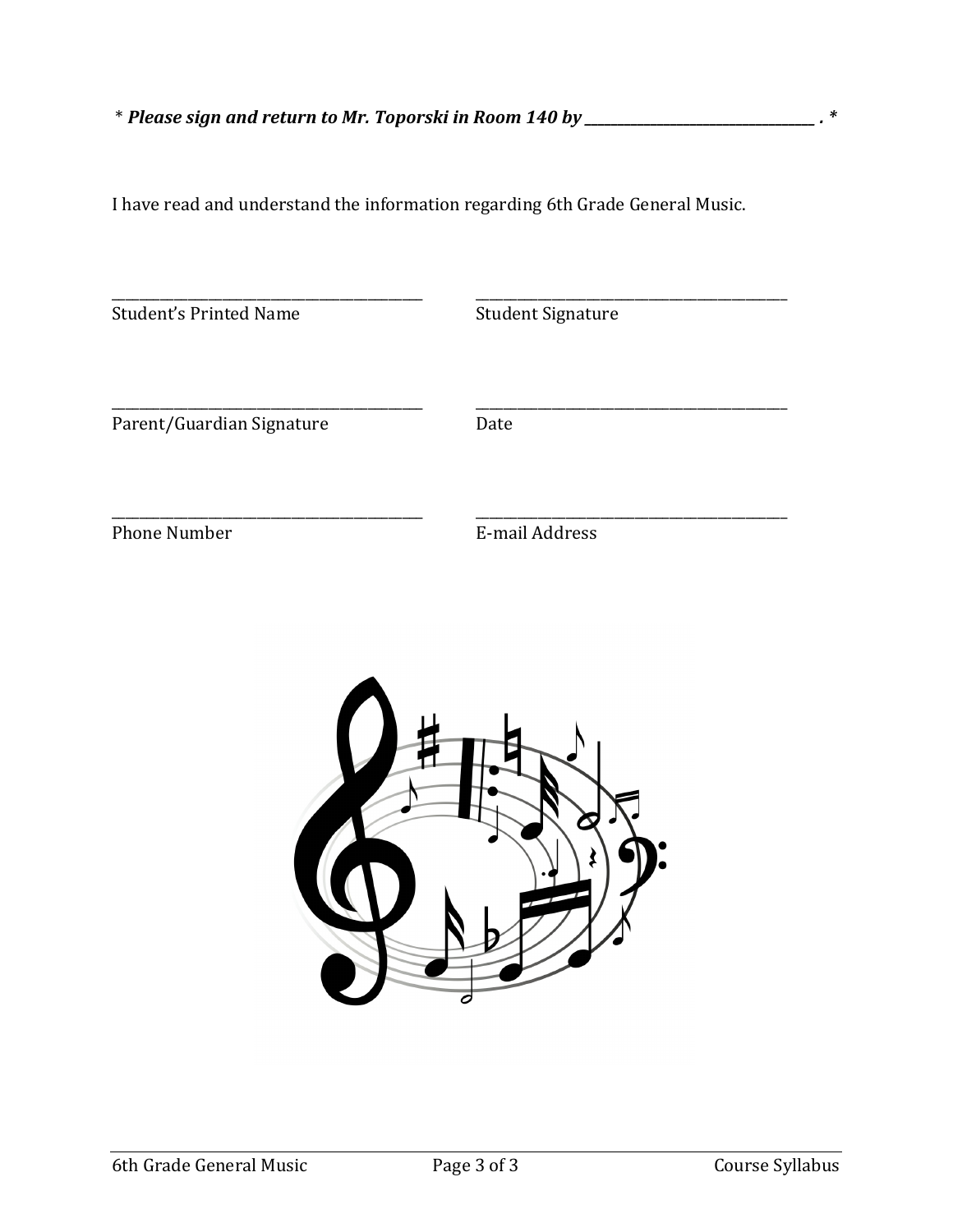*\* **Please sign and return to Mr. Toporski in Room 140 by ________________________________ .** \**

I have read and understand the information regarding 6th Grade General Music.

| | |
|---|---|
| ________________________________ | ________________________________ |
| Student's Printed Name | Student Signature |
| ________________________________ | ________________________________ |
| Parent/Guardian Signature | Date |
| ________________________________ | ________________________________ |
| Phone Number | E-mail Address |